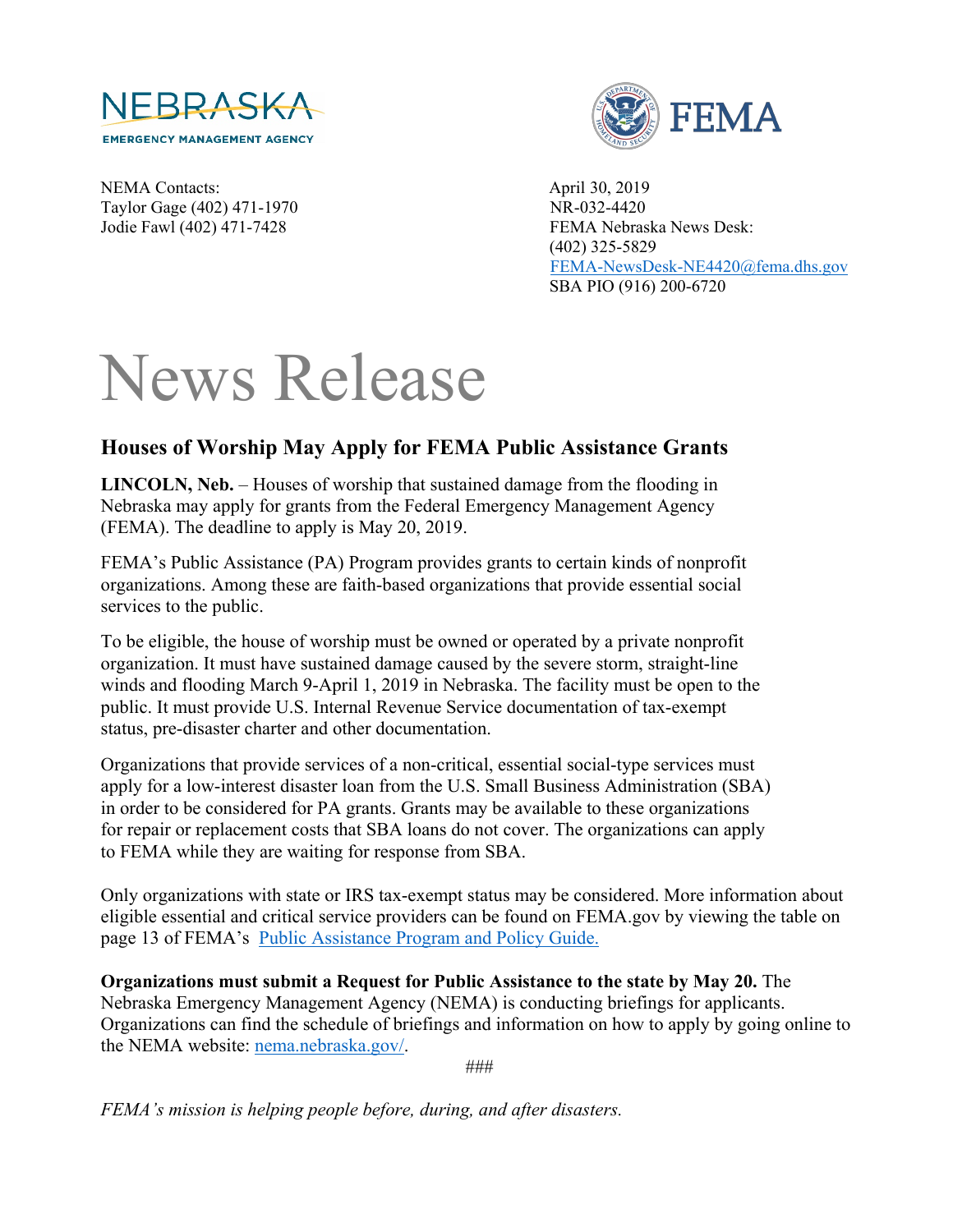NEBRASKA
EMERGENCY MANAGEMENT AGENCY

FEMA

NEMA Contacts:
Taylor Gage (402) 471-1970
Jodie Fawl (402) 471-7428

April 30, 2019
NR-032-4420
FEMA Nebraska News Desk:
(402) 325-5829
[FEMA-NewsDesk-NE4420@fema.dhs.gov](mailto:FEMA-NewsDesk-NE4420@fema.dhs.gov)
SBA PIO (916) 200-6720

# News Release

## Houses of Worship May Apply for FEMA Public Assistance Grants

**LINCOLN, Neb.** – Houses of worship that sustained damage from the flooding in Nebraska may apply for grants from the Federal Emergency Management Agency (FEMA). The deadline to apply is May 20, 2019.

FEMA's Public Assistance (PA) Program provides grants to certain kinds of nonprofit organizations. Among these are faith-based organizations that provide essential social services to the public.

To be eligible, the house of worship must be owned or operated by a private nonprofit organization. It must have sustained damage caused by the severe storm, straight-line winds and flooding March 9-April 1, 2019 in Nebraska. The facility must be open to the public. It must provide U.S. Internal Revenue Service documentation of tax-exempt status, pre-disaster charter and other documentation.

Organizations that provide services of a non-critical, essential social-type services must apply for a low-interest disaster loan from the U.S. Small Business Administration (SBA) in order to be considered for PA grants. Grants may be available to these organizations for repair or replacement costs that SBA loans do not cover. The organizations can apply to FEMA while they are waiting for response from SBA.

Only organizations with state or IRS tax-exempt status may be considered. More information about eligible essential and critical service providers can be found on FEMA.gov by viewing the table on page 13 of FEMA's [Public Assistance Program and Policy Guide.]()

**Organizations must submit a Request for Public Assistance to the state by May 20.** The Nebraska Emergency Management Agency (NEMA) is conducting briefings for applicants. Organizations can find the schedule of briefings and information on how to apply by going online to the NEMA website: [nema.nebraska.gov/](nema.nebraska.gov/).

###

*FEMA's mission is helping people before, during, and after disasters.*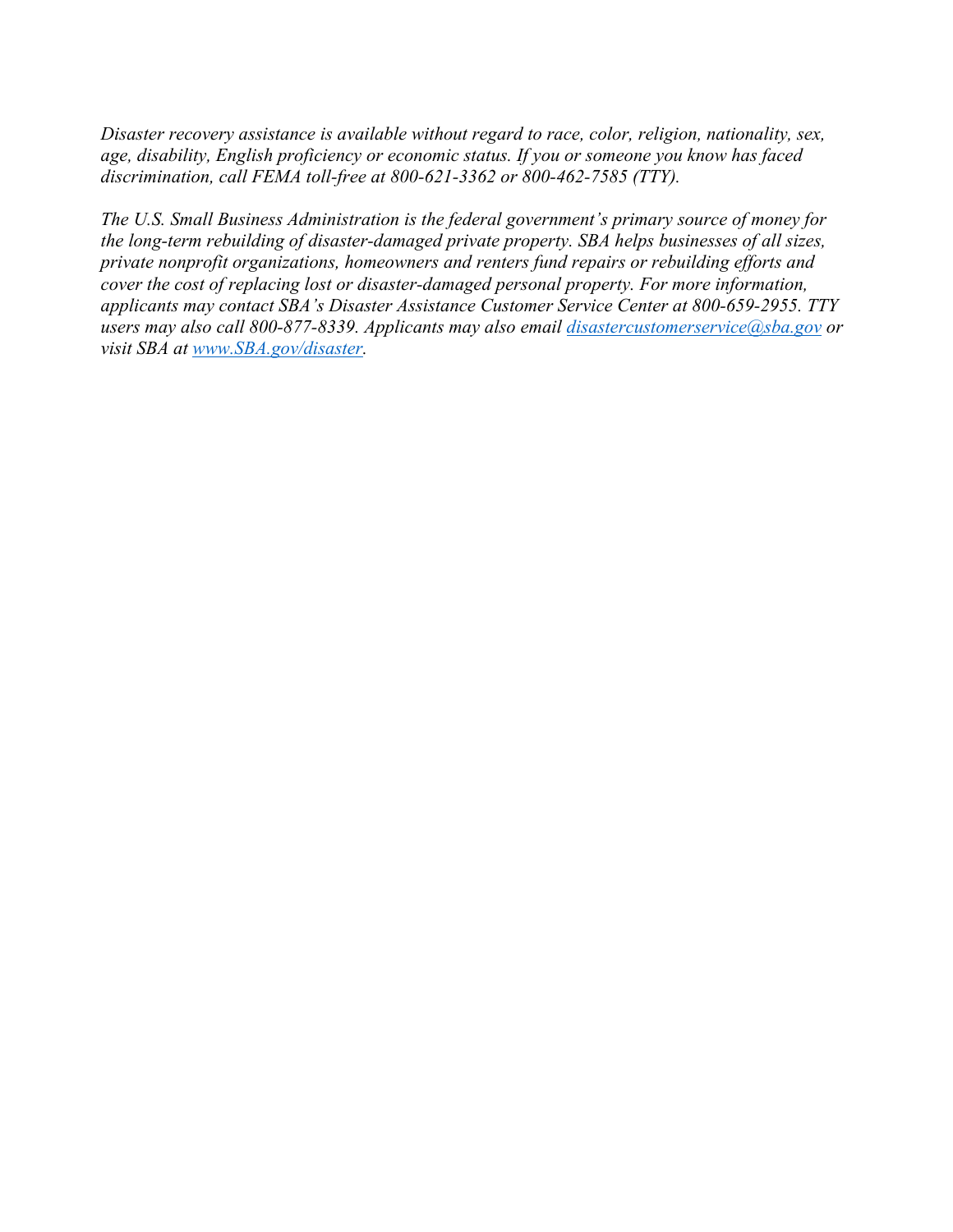*Disaster recovery assistance is available without regard to race, color, religion, nationality, sex, age, disability, English proficiency or economic status. If you or someone you know has faced discrimination, call FEMA toll-free at 800-621-3362 or 800-462-7585 (TTY).*

*The U.S. Small Business Administration is the federal government's primary source of money for the long-term rebuilding of disaster-damaged private property. SBA helps businesses of all sizes, private nonprofit organizations, homeowners and renters fund repairs or rebuilding efforts and cover the cost of replacing lost or disaster-damaged personal property. For more information, applicants may contact SBA's Disaster Assistance Customer Service Center at 800-659-2955. TTY users may also call 800-877-8339. Applicants may also email [disastercustomerservice@sba.gov](mailto:disastercustomerservice@sba.gov) or visit SBA at [www.SBA.gov/disaster](http://www.SBA.gov/disaster).*